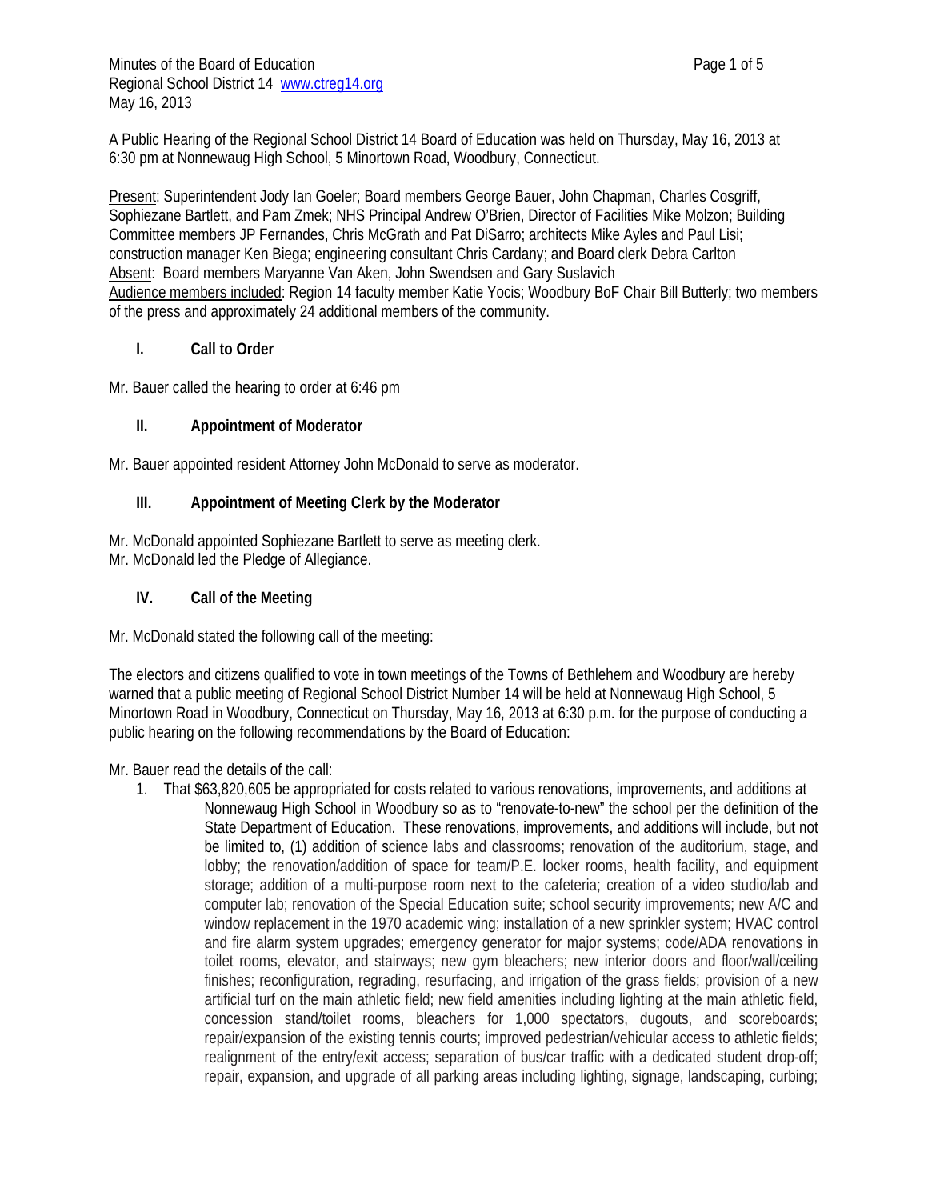Minutes of the Board of Education
Regional School District 14 www.ctreg14.org
May 16, 2013

A Public Hearing of the Regional School District 14 Board of Education was held on Thursday, May 16, 2013 at 6:30 pm at Nonnewaug High School, 5 Minortown Road, Woodbury, Connecticut.

Present: Superintendent Jody Ian Goeler; Board members George Bauer, John Chapman, Charles Cosgriff, Sophiezane Bartlett, and Pam Zmek; NHS Principal Andrew O'Brien, Director of Facilities Mike Molzon; Building Committee members JP Fernandes, Chris McGrath and Pat DiSarro; architects Mike Ayles and Paul Lisi; construction manager Ken Biega; engineering consultant Chris Cardany; and Board clerk Debra Carlton
Absent: Board members Maryanne Van Aken, John Swendsen and Gary Suslavich
Audience members included: Region 14 faculty member Katie Yocis; Woodbury BoF Chair Bill Butterly; two members of the press and approximately 24 additional members of the community.

## I. Call to Order

Mr. Bauer called the hearing to order at 6:46 pm

## II. Appointment of Moderator

Mr. Bauer appointed resident Attorney John McDonald to serve as moderator.

## III. Appointment of Meeting Clerk by the Moderator

Mr. McDonald appointed Sophiezane Bartlett to serve as meeting clerk.
Mr. McDonald led the Pledge of Allegiance.

## IV. Call of the Meeting

Mr. McDonald stated the following call of the meeting:

The electors and citizens qualified to vote in town meetings of the Towns of Bethlehem and Woodbury are hereby warned that a public meeting of Regional School District Number 14 will be held at Nonnewaug High School, 5 Minortown Road in Woodbury, Connecticut on Thursday, May 16, 2013 at 6:30 p.m. for the purpose of conducting a public hearing on the following recommendations by the Board of Education:

Mr. Bauer read the details of the call:

1. That $63,820,605 be appropriated for costs related to various renovations, improvements, and additions at Nonnewaug High School in Woodbury so as to "renovate-to-new" the school per the definition of the State Department of Education. These renovations, improvements, and additions will include, but not be limited to, (1) addition of science labs and classrooms; renovation of the auditorium, stage, and lobby; the renovation/addition of space for team/P.E. locker rooms, health facility, and equipment storage; addition of a multi-purpose room next to the cafeteria; creation of a video studio/lab and computer lab; renovation of the Special Education suite; school security improvements; new A/C and window replacement in the 1970 academic wing; installation of a new sprinkler system; HVAC control and fire alarm system upgrades; emergency generator for major systems; code/ADA renovations in toilet rooms, elevator, and stairways; new gym bleachers; new interior doors and floor/wall/ceiling finishes; reconfiguration, regrading, resurfacing, and irrigation of the grass fields; provision of a new artificial turf on the main athletic field; new field amenities including lighting at the main athletic field, concession stand/toilet rooms, bleachers for 1,000 spectators, dugouts, and scoreboards; repair/expansion of the existing tennis courts; improved pedestrian/vehicular access to athletic fields; realignment of the entry/exit access; separation of bus/car traffic with a dedicated student drop-off; repair, expansion, and upgrade of all parking areas including lighting, signage, landscaping, curbing;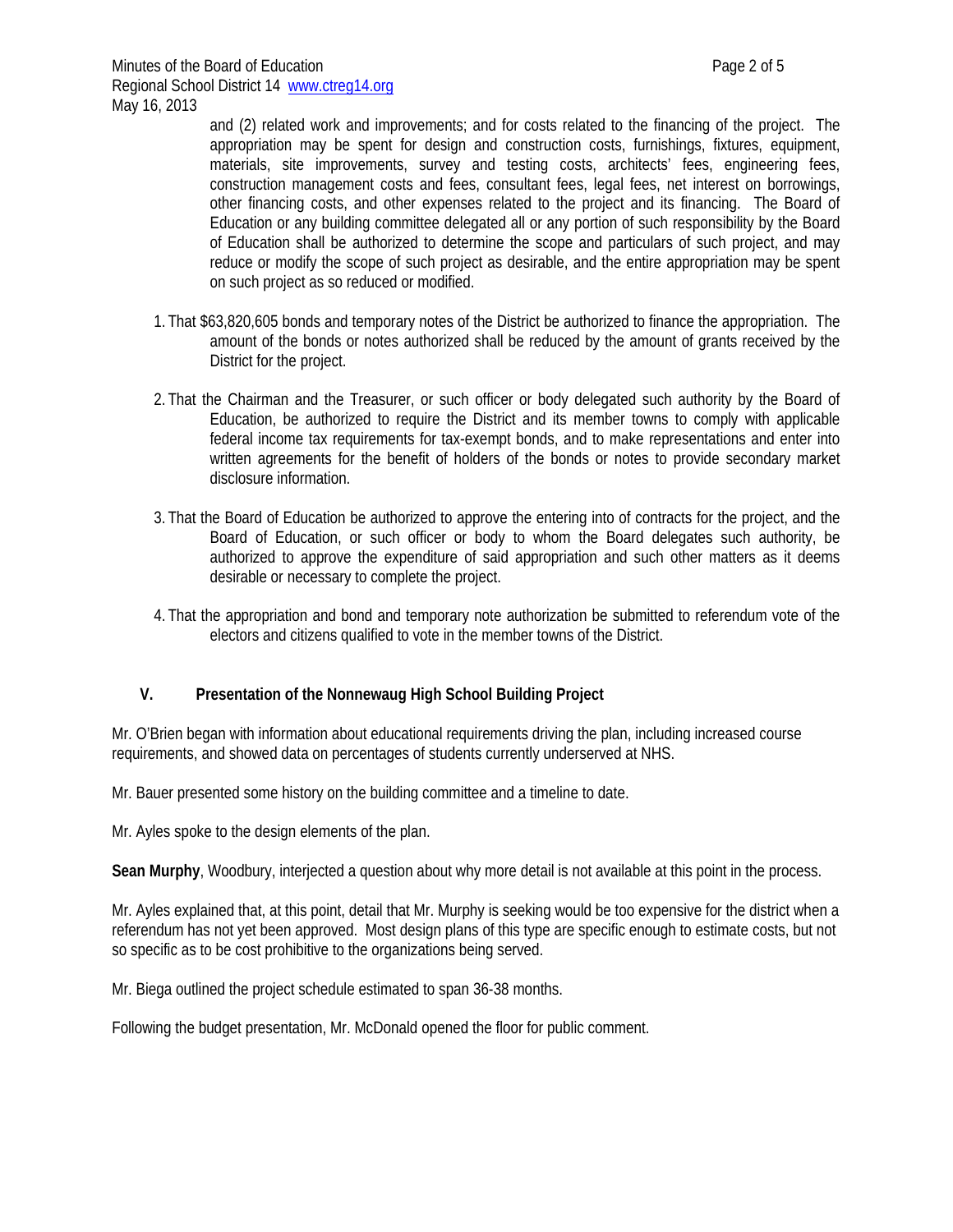and (2) related work and improvements; and for costs related to the financing of the project. The appropriation may be spent for design and construction costs, furnishings, fixtures, equipment, materials, site improvements, survey and testing costs, architects' fees, engineering fees, construction management costs and fees, consultant fees, legal fees, net interest on borrowings, other financing costs, and other expenses related to the project and its financing. The Board of Education or any building committee delegated all or any portion of such responsibility by the Board of Education shall be authorized to determine the scope and particulars of such project, and may reduce or modify the scope of such project as desirable, and the entire appropriation may be spent on such project as so reduced or modified.

1. That $63,820,605 bonds and temporary notes of the District be authorized to finance the appropriation. The amount of the bonds or notes authorized shall be reduced by the amount of grants received by the District for the project.

2. That the Chairman and the Treasurer, or such officer or body delegated such authority by the Board of Education, be authorized to require the District and its member towns to comply with applicable federal income tax requirements for tax-exempt bonds, and to make representations and enter into written agreements for the benefit of holders of the bonds or notes to provide secondary market disclosure information.

3. That the Board of Education be authorized to approve the entering into of contracts for the project, and the Board of Education, or such officer or body to whom the Board delegates such authority, be authorized to approve the expenditure of said appropriation and such other matters as it deems desirable or necessary to complete the project.

4. That the appropriation and bond and temporary note authorization be submitted to referendum vote of the electors and citizens qualified to vote in the member towns of the District.

## V. Presentation of the Nonnewaug High School Building Project

Mr. O'Brien began with information about educational requirements driving the plan, including increased course requirements, and showed data on percentages of students currently underserved at NHS.

Mr. Bauer presented some history on the building committee and a timeline to date.

Mr. Ayles spoke to the design elements of the plan.

**Sean Murphy**, Woodbury, interjected a question about why more detail is not available at this point in the process.

Mr. Ayles explained that, at this point, detail that Mr. Murphy is seeking would be too expensive for the district when a referendum has not yet been approved. Most design plans of this type are specific enough to estimate costs, but not so specific as to be cost prohibitive to the organizations being served.

Mr. Biega outlined the project schedule estimated to span 36-38 months.

Following the budget presentation, Mr. McDonald opened the floor for public comment.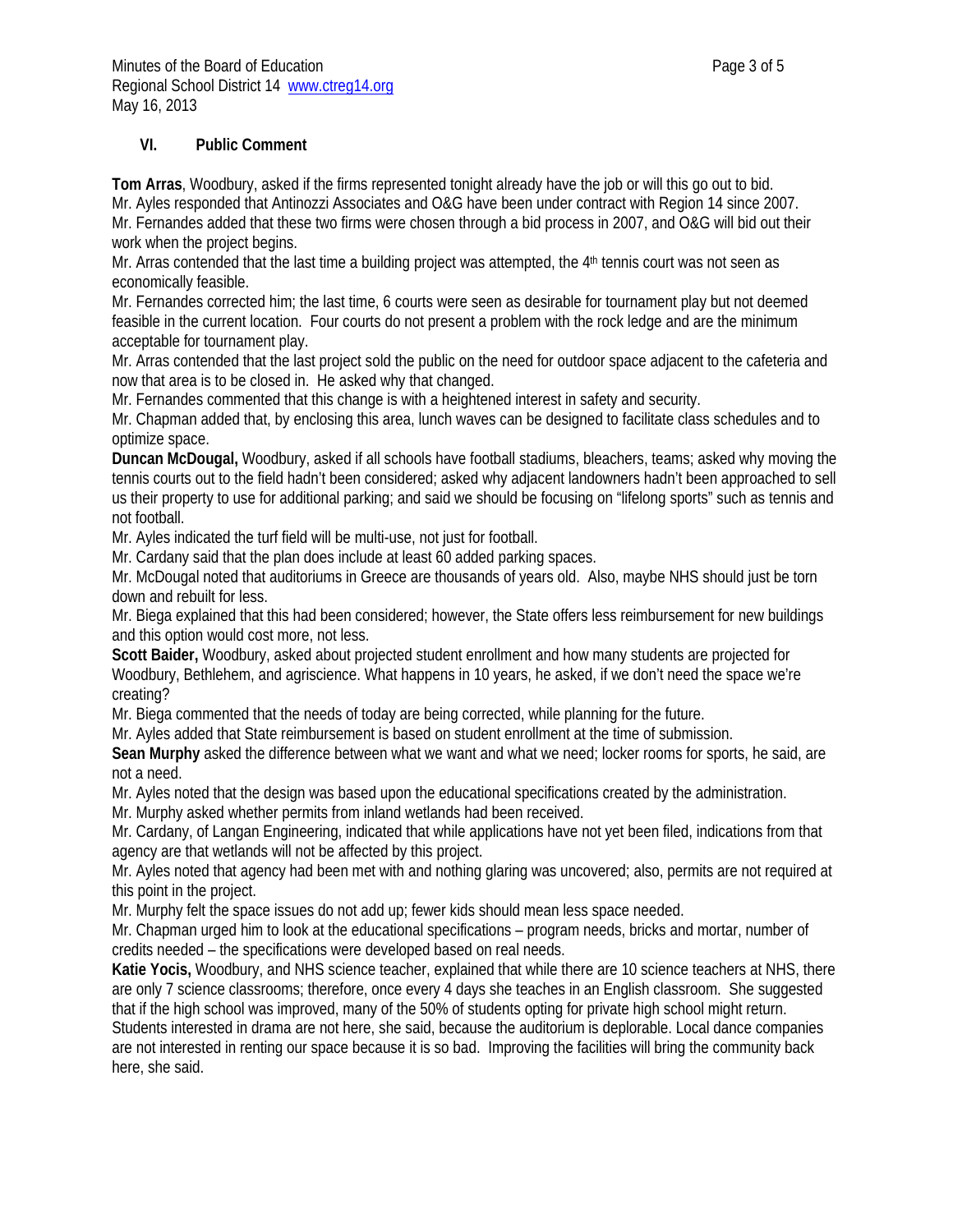### VI. Public Comment

**Tom Arras**, Woodbury, asked if the firms represented tonight already have the job or will this go out to bid.
Mr. Ayles responded that Antinozzi Associates and O&G have been under contract with Region 14 since 2007.
Mr. Fernandes added that these two firms were chosen through a bid process in 2007, and O&G will bid out their work when the project begins.
Mr. Arras contended that the last time a building project was attempted, the 4th tennis court was not seen as economically feasible.
Mr. Fernandes corrected him; the last time, 6 courts were seen as desirable for tournament play but not deemed feasible in the current location. Four courts do not present a problem with the rock ledge and are the minimum acceptable for tournament play.
Mr. Arras contended that the last project sold the public on the need for outdoor space adjacent to the cafeteria and now that area is to be closed in. He asked why that changed.
Mr. Fernandes commented that this change is with a heightened interest in safety and security.
Mr. Chapman added that, by enclosing this area, lunch waves can be designed to facilitate class schedules and to optimize space.
**Duncan McDougal,** Woodbury, asked if all schools have football stadiums, bleachers, teams; asked why moving the tennis courts out to the field hadn't been considered; asked why adjacent landowners hadn't been approached to sell us their property to use for additional parking; and said we should be focusing on "lifelong sports" such as tennis and not football.
Mr. Ayles indicated the turf field will be multi-use, not just for football.
Mr. Cardany said that the plan does include at least 60 added parking spaces.
Mr. McDougal noted that auditoriums in Greece are thousands of years old. Also, maybe NHS should just be torn down and rebuilt for less.
Mr. Biega explained that this had been considered; however, the State offers less reimbursement for new buildings and this option would cost more, not less.
**Scott Baider,** Woodbury, asked about projected student enrollment and how many students are projected for Woodbury, Bethlehem, and agriscience. What happens in 10 years, he asked, if we don't need the space we're creating?
Mr. Biega commented that the needs of today are being corrected, while planning for the future.
Mr. Ayles added that State reimbursement is based on student enrollment at the time of submission.
**Sean Murphy** asked the difference between what we want and what we need; locker rooms for sports, he said, are not a need.
Mr. Ayles noted that the design was based upon the educational specifications created by the administration.
Mr. Murphy asked whether permits from inland wetlands had been received.
Mr. Cardany, of Langan Engineering, indicated that while applications have not yet been filed, indications from that agency are that wetlands will not be affected by this project.
Mr. Ayles noted that agency had been met with and nothing glaring was uncovered; also, permits are not required at this point in the project.
Mr. Murphy felt the space issues do not add up; fewer kids should mean less space needed.
Mr. Chapman urged him to look at the educational specifications – program needs, bricks and mortar, number of credits needed – the specifications were developed based on real needs.
**Katie Yocis,** Woodbury, and NHS science teacher, explained that while there are 10 science teachers at NHS, there are only 7 science classrooms; therefore, once every 4 days she teaches in an English classroom. She suggested that if the high school was improved, many of the 50% of students opting for private high school might return. Students interested in drama are not here, she said, because the auditorium is deplorable. Local dance companies are not interested in renting our space because it is so bad. Improving the facilities will bring the community back here, she said.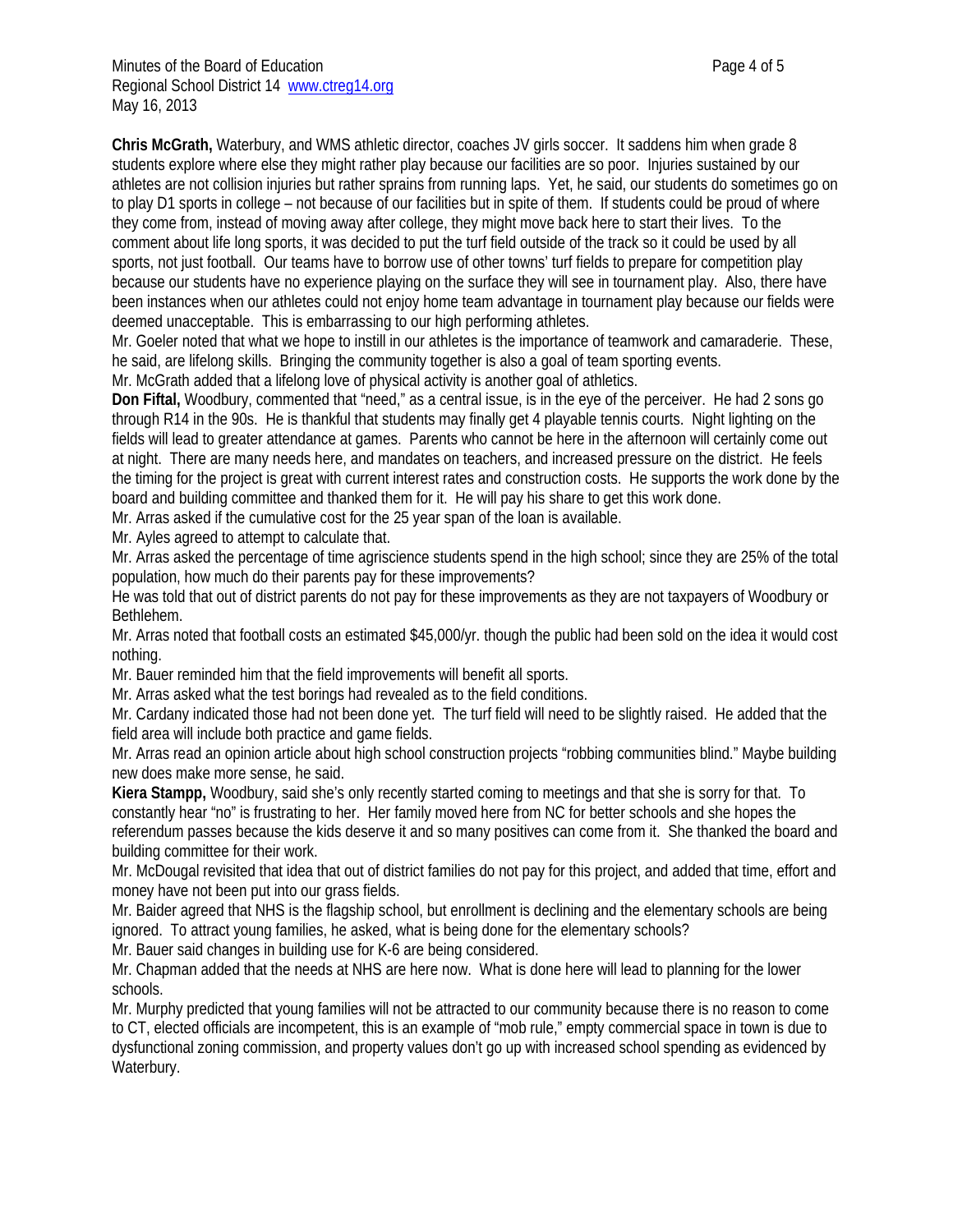**Chris McGrath,** Waterbury, and WMS athletic director, coaches JV girls soccer. It saddens him when grade 8 students explore where else they might rather play because our facilities are so poor. Injuries sustained by our athletes are not collision injuries but rather sprains from running laps. Yet, he said, our students do sometimes go on to play D1 sports in college – not because of our facilities but in spite of them. If students could be proud of where they come from, instead of moving away after college, they might move back here to start their lives. To the comment about life long sports, it was decided to put the turf field outside of the track so it could be used by all sports, not just football. Our teams have to borrow use of other towns' turf fields to prepare for competition play because our students have no experience playing on the surface they will see in tournament play. Also, there have been instances when our athletes could not enjoy home team advantage in tournament play because our fields were deemed unacceptable. This is embarrassing to our high performing athletes.

Mr. Goeler noted that what we hope to instill in our athletes is the importance of teamwork and camaraderie. These, he said, are lifelong skills. Bringing the community together is also a goal of team sporting events.

Mr. McGrath added that a lifelong love of physical activity is another goal of athletics.

**Don Fiftal,** Woodbury, commented that "need," as a central issue, is in the eye of the perceiver. He had 2 sons go through R14 in the 90s. He is thankful that students may finally get 4 playable tennis courts. Night lighting on the fields will lead to greater attendance at games. Parents who cannot be here in the afternoon will certainly come out at night. There are many needs here, and mandates on teachers, and increased pressure on the district. He feels the timing for the project is great with current interest rates and construction costs. He supports the work done by the board and building committee and thanked them for it. He will pay his share to get this work done.

Mr. Arras asked if the cumulative cost for the 25 year span of the loan is available.

Mr. Ayles agreed to attempt to calculate that.

Mr. Arras asked the percentage of time agriscience students spend in the high school; since they are 25% of the total population, how much do their parents pay for these improvements?

He was told that out of district parents do not pay for these improvements as they are not taxpayers of Woodbury or Bethlehem.

Mr. Arras noted that football costs an estimated $45,000/yr. though the public had been sold on the idea it would cost nothing.

Mr. Bauer reminded him that the field improvements will benefit all sports.

Mr. Arras asked what the test borings had revealed as to the field conditions.

Mr. Cardany indicated those had not been done yet. The turf field will need to be slightly raised. He added that the field area will include both practice and game fields.

Mr. Arras read an opinion article about high school construction projects "robbing communities blind." Maybe building new does make more sense, he said.

**Kiera Stampp,** Woodbury, said she's only recently started coming to meetings and that she is sorry for that. To constantly hear "no" is frustrating to her. Her family moved here from NC for better schools and she hopes the referendum passes because the kids deserve it and so many positives can come from it. She thanked the board and building committee for their work.

Mr. McDougal revisited that idea that out of district families do not pay for this project, and added that time, effort and money have not been put into our grass fields.

Mr. Baider agreed that NHS is the flagship school, but enrollment is declining and the elementary schools are being ignored. To attract young families, he asked, what is being done for the elementary schools?

Mr. Bauer said changes in building use for K-6 are being considered.

Mr. Chapman added that the needs at NHS are here now. What is done here will lead to planning for the lower schools.

Mr. Murphy predicted that young families will not be attracted to our community because there is no reason to come to CT, elected officials are incompetent, this is an example of "mob rule," empty commercial space in town is due to dysfunctional zoning commission, and property values don't go up with increased school spending as evidenced by Waterbury.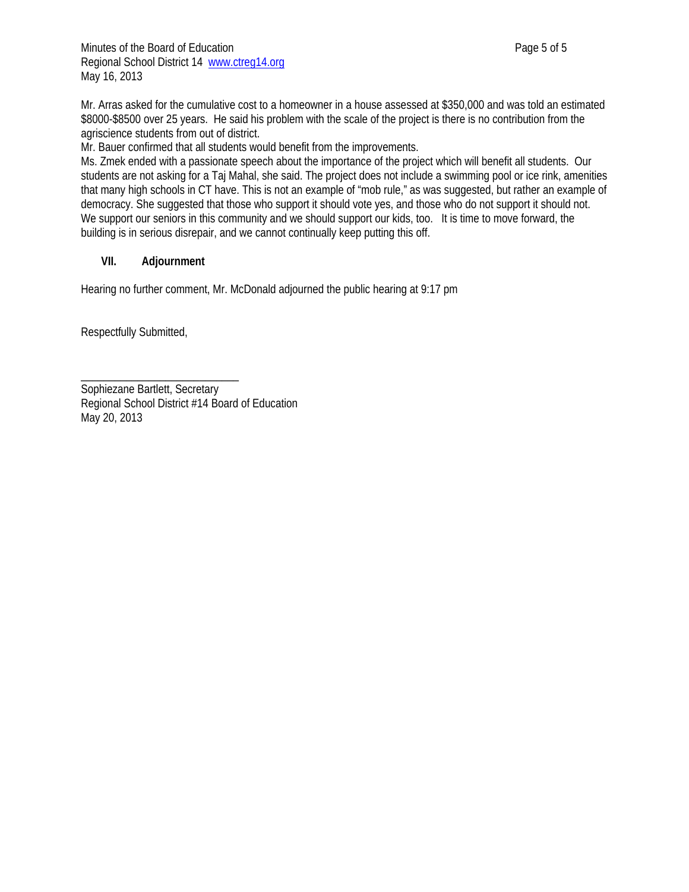Mr. Arras asked for the cumulative cost to a homeowner in a house assessed at $350,000 and was told an estimated $8000-$8500 over 25 years. He said his problem with the scale of the project is there is no contribution from the agriscience students from out of district.

Mr. Bauer confirmed that all students would benefit from the improvements.

Ms. Zmek ended with a passionate speech about the importance of the project which will benefit all students. Our students are not asking for a Taj Mahal, she said. The project does not include a swimming pool or ice rink, amenities that many high schools in CT have. This is not an example of "mob rule," as was suggested, but rather an example of democracy. She suggested that those who support it should vote yes, and those who do not support it should not. We support our seniors in this community and we should support our kids, too. It is time to move forward, the building is in serious disrepair, and we cannot continually keep putting this off.

## VII. Adjournment

Hearing no further comment, Mr. McDonald adjourned the public hearing at 9:17 pm

Respectfully Submitted,

___________________________

Sophiezane Bartlett, Secretary
Regional School District #14 Board of Education
May 20, 2013